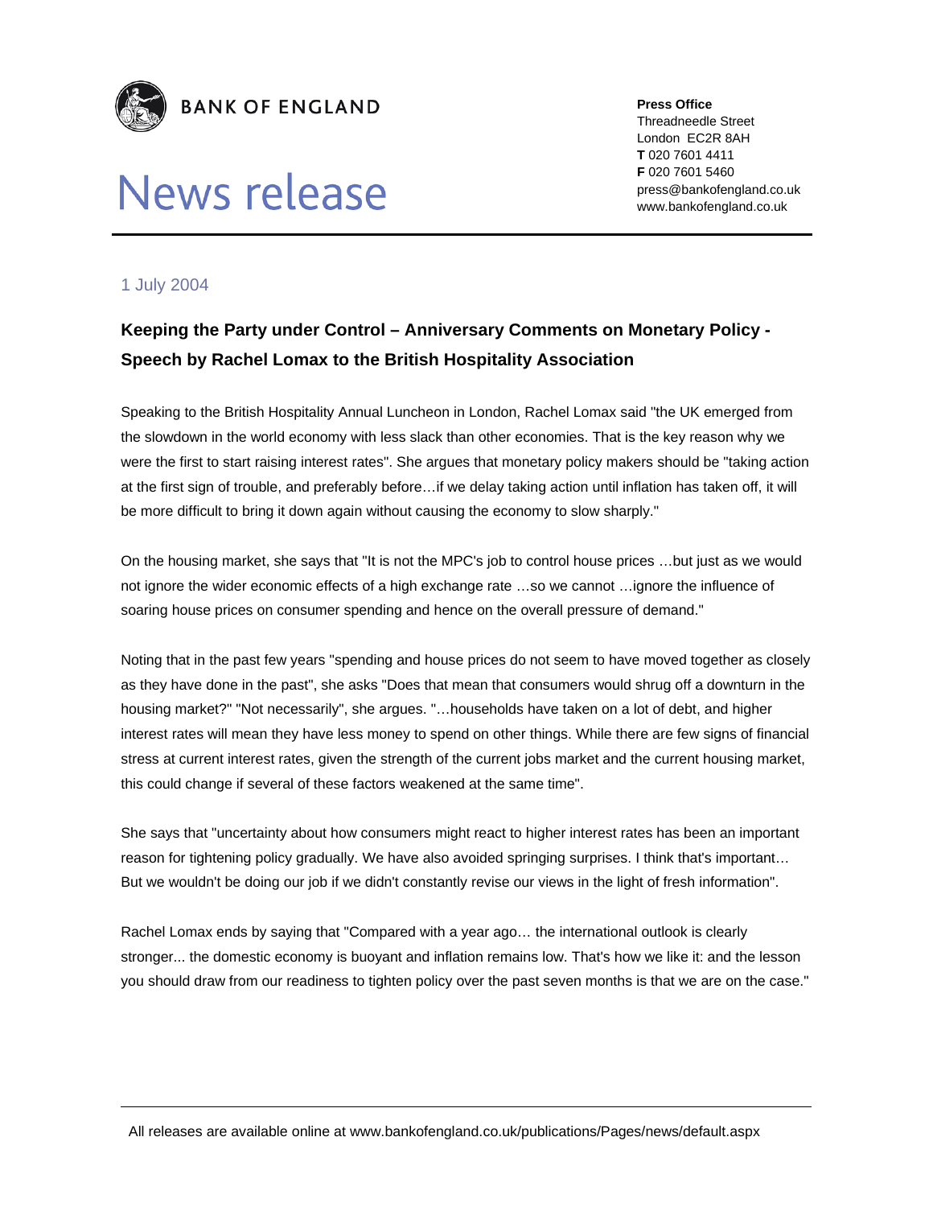**BANK OF ENGLAND**

# News release

**Press Office**
Threadneedle Street
London EC2R 8AH
**T** 020 7601 4411
**F** 020 7601 5460
press@bankofengland.co.uk
www.bankofengland.co.uk

1 July 2004

## Keeping the Party under Control – Anniversary Comments on Monetary Policy - Speech by Rachel Lomax to the British Hospitality Association

Speaking to the British Hospitality Annual Luncheon in London, Rachel Lomax said "the UK emerged from the slowdown in the world economy with less slack than other economies. That is the key reason why we were the first to start raising interest rates". She argues that monetary policy makers should be "taking action at the first sign of trouble, and preferably before…if we delay taking action until inflation has taken off, it will be more difficult to bring it down again without causing the economy to slow sharply."

On the housing market, she says that "It is not the MPC's job to control house prices …but just as we would not ignore the wider economic effects of a high exchange rate …so we cannot …ignore the influence of soaring house prices on consumer spending and hence on the overall pressure of demand."

Noting that in the past few years "spending and house prices do not seem to have moved together as closely as they have done in the past", she asks "Does that mean that consumers would shrug off a downturn in the housing market?" "Not necessarily", she argues. "…households have taken on a lot of debt, and higher interest rates will mean they have less money to spend on other things. While there are few signs of financial stress at current interest rates, given the strength of the current jobs market and the current housing market, this could change if several of these factors weakened at the same time".

She says that "uncertainty about how consumers might react to higher interest rates has been an important reason for tightening policy gradually. We have also avoided springing surprises. I think that's important… But we wouldn't be doing our job if we didn't constantly revise our views in the light of fresh information".

Rachel Lomax ends by saying that "Compared with a year ago… the international outlook is clearly stronger... the domestic economy is buoyant and inflation remains low. That's how we like it: and the lesson you should draw from our readiness to tighten policy over the past seven months is that we are on the case."

All releases are available online at www.bankofengland.co.uk/publications/Pages/news/default.aspx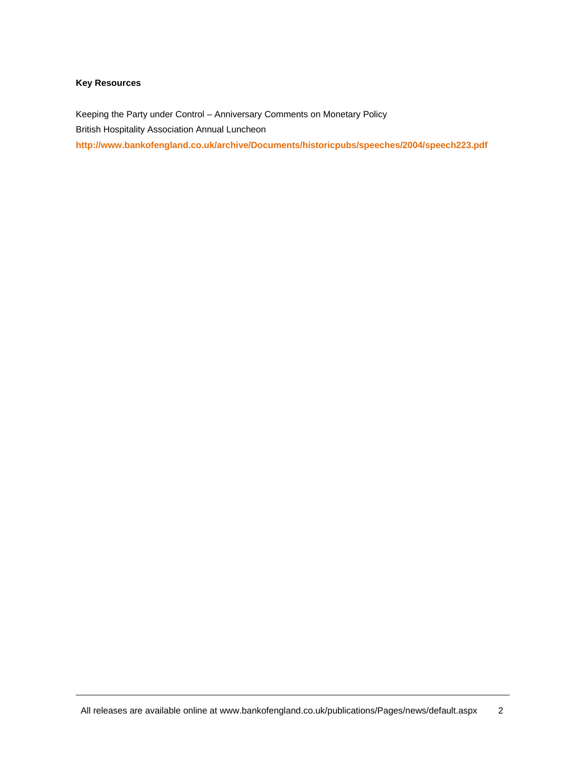**Key Resources**

Keeping the Party under Control – Anniversary Comments on Monetary Policy

British Hospitality Association Annual Luncheon

**http://www.bankofengland.co.uk/archive/Documents/historicpubs/speeches/2004/speech223.pdf**